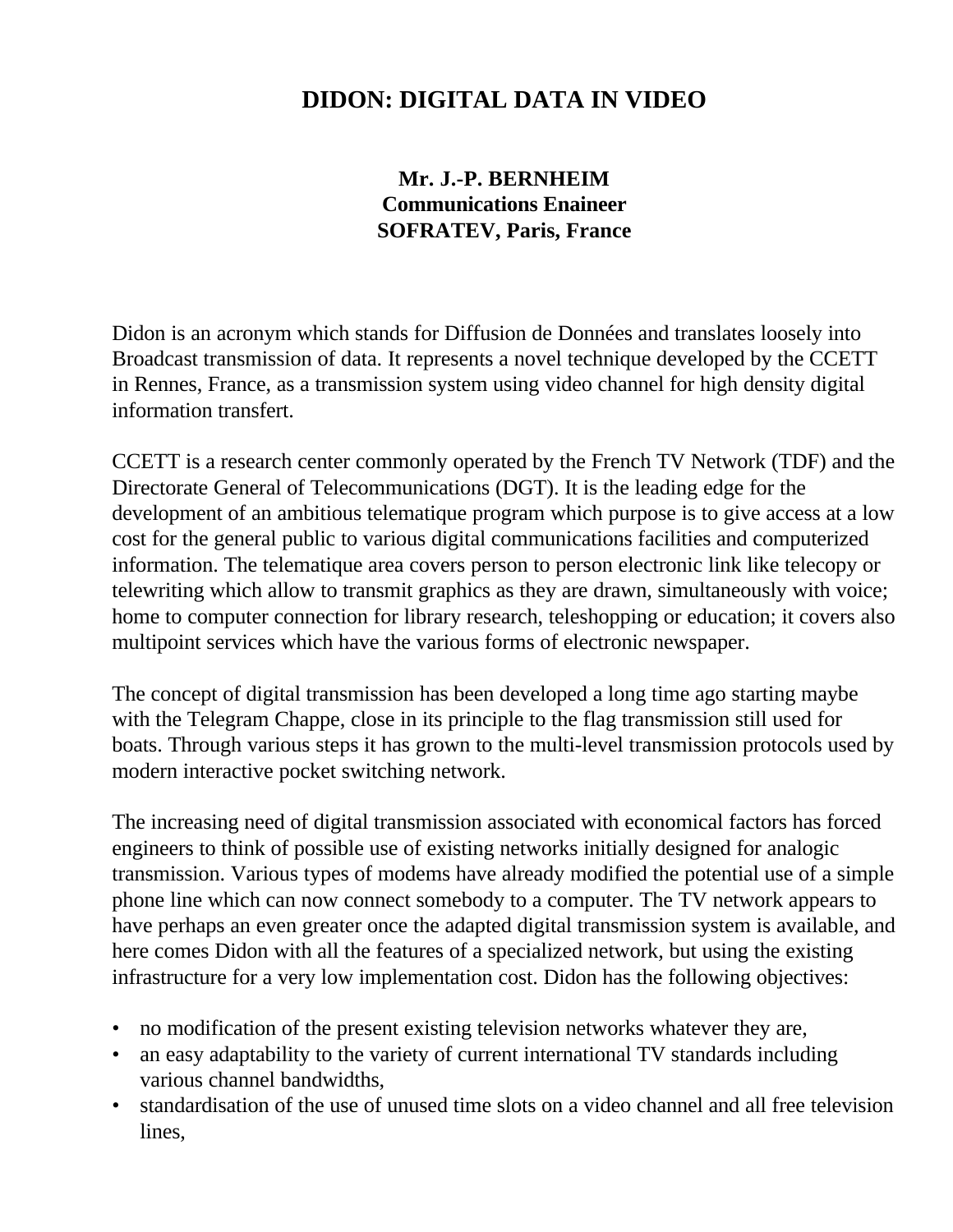# DIDON: DIGITAL DATA IN VIDEO

**Mr. J.-P. BERNHEIM**
**Communications Enaineer**
**SOFRATEV, Paris, France**

Didon is an acronym which stands for Diffusion de Données and translates loosely into Broadcast transmission of data. It represents a novel technique developed by the CCETT in Rennes, France, as a transmission system using video channel for high density digital information transfert.

CCETT is a research center commonly operated by the French TV Network (TDF) and the Directorate General of Telecommunications (DGT). It is the leading edge for the development of an ambitious telematique program which purpose is to give access at a low cost for the general public to various digital communications facilities and computerized information. The telematique area covers person to person electronic link like telecopy or telewriting which allow to transmit graphics as they are drawn, simultaneously with voice; home to computer connection for library research, teleshopping or education; it covers also multipoint services which have the various forms of electronic newspaper.

The concept of digital transmission has been developed a long time ago starting maybe with the Telegram Chappe, close in its principle to the flag transmission still used for boats. Through various steps it has grown to the multi-level transmission protocols used by modern interactive pocket switching network.

The increasing need of digital transmission associated with economical factors has forced engineers to think of possible use of existing networks initially designed for analogic transmission. Various types of modems have already modified the potential use of a simple phone line which can now connect somebody to a computer. The TV network appears to have perhaps an even greater once the adapted digital transmission system is available, and here comes Didon with all the features of a specialized network, but using the existing infrastructure for a very low implementation cost. Didon has the following objectives:

- no modification of the present existing television networks whatever they are,
- an easy adaptability to the variety of current international TV standards including various channel bandwidths,
- standardisation of the use of unused time slots on a video channel and all free television lines,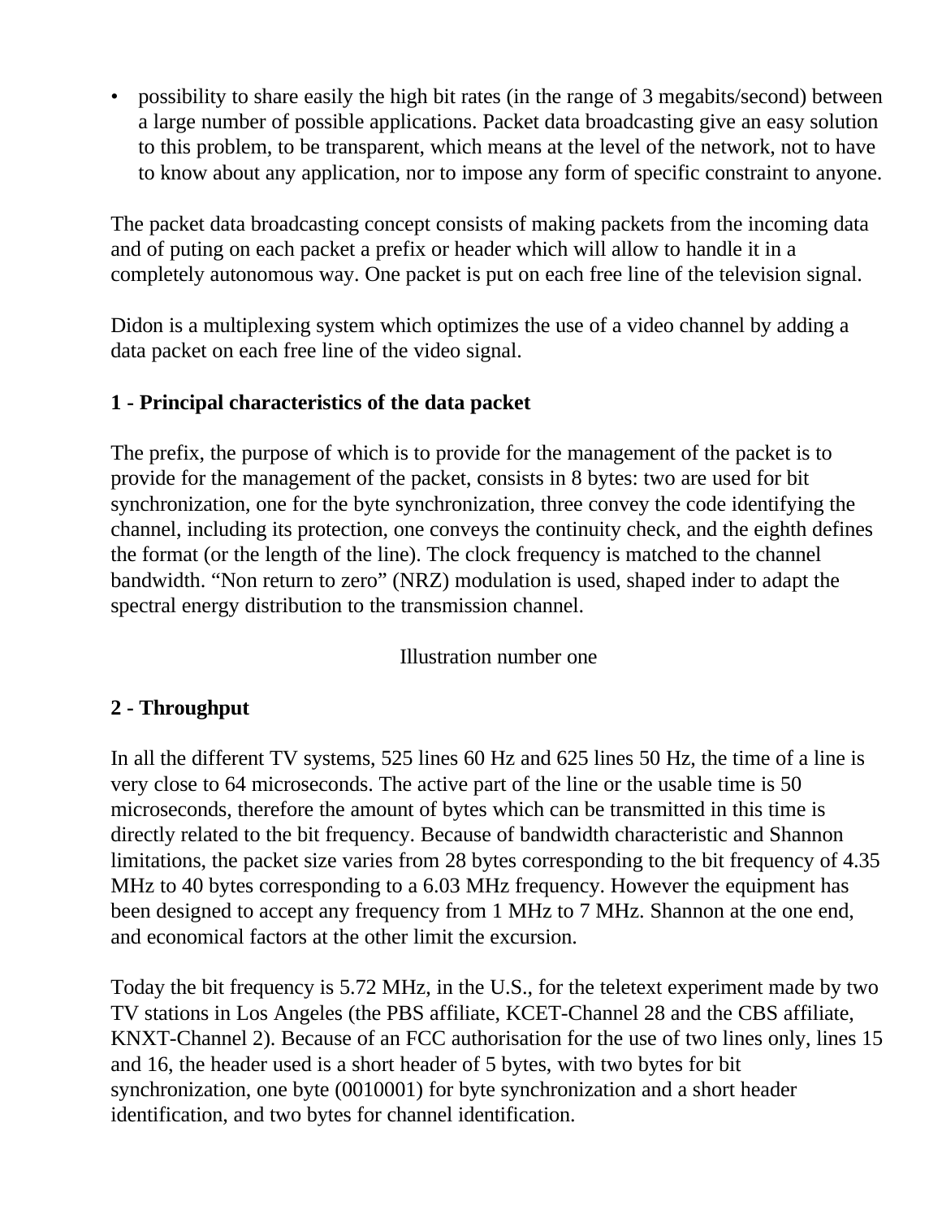- possibility to share easily the high bit rates (in the range of 3 megabits/second) between a large number of possible applications. Packet data broadcasting give an easy solution to this problem, to be transparent, which means at the level of the network, not to have to know about any application, nor to impose any form of specific constraint to anyone.

The packet data broadcasting concept consists of making packets from the incoming data and of puting on each packet a prefix or header which will allow to handle it in a completely autonomous way. One packet is put on each free line of the television signal.

Didon is a multiplexing system which optimizes the use of a video channel by adding a data packet on each free line of the video signal.

**1 - Principal characteristics of the data packet**

The prefix, the purpose of which is to provide for the management of the packet is to provide for the management of the packet, consists in 8 bytes: two are used for bit synchronization, one for the byte synchronization, three convey the code identifying the channel, including its protection, one conveys the continuity check, and the eighth defines the format (or the length of the line). The clock frequency is matched to the channel bandwidth. “Non return to zero” (NRZ) modulation is used, shaped inder to adapt the spectral energy distribution to the transmission channel.

Illustration number one

**2 - Throughput**

In all the different TV systems, 525 lines 60 Hz and 625 lines 50 Hz, the time of a line is very close to 64 microseconds. The active part of the line or the usable time is 50 microseconds, therefore the amount of bytes which can be transmitted in this time is directly related to the bit frequency. Because of bandwidth characteristic and Shannon limitations, the packet size varies from 28 bytes corresponding to the bit frequency of 4.35 MHz to 40 bytes corresponding to a 6.03 MHz frequency. However the equipment has been designed to accept any frequency from 1 MHz to 7 MHz. Shannon at the one end, and economical factors at the other limit the excursion.

Today the bit frequency is 5.72 MHz, in the U.S., for the teletext experiment made by two TV stations in Los Angeles (the PBS affiliate, KCET-Channel 28 and the CBS affiliate, KNXT-Channel 2). Because of an FCC authorisation for the use of two lines only, lines 15 and 16, the header used is a short header of 5 bytes, with two bytes for bit synchronization, one byte (0010001) for byte synchronization and a short header identification, and two bytes for channel identification.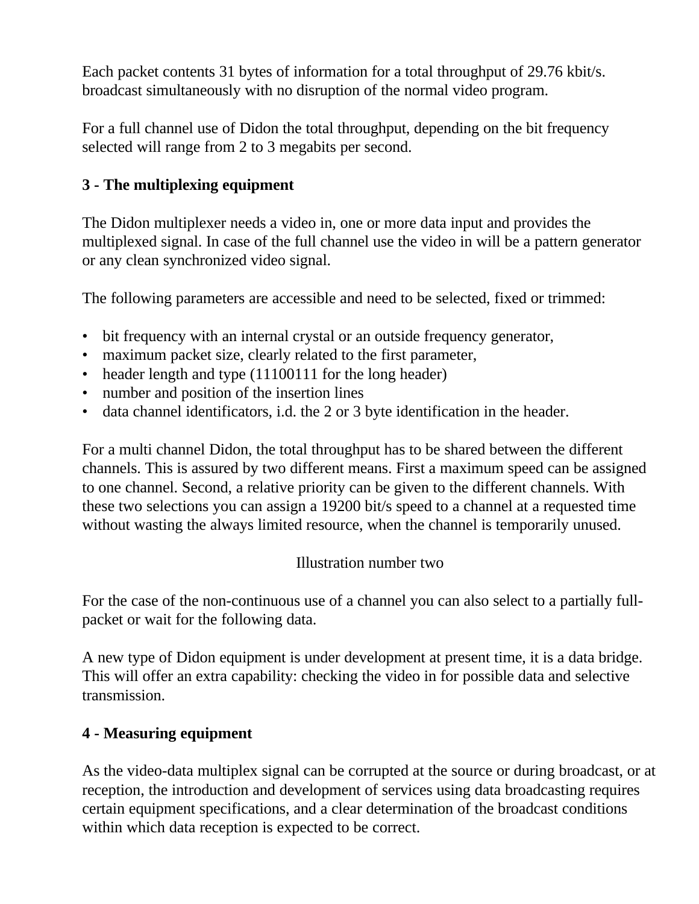Each packet contents 31 bytes of information for a total throughput of 29.76 kbit/s. broadcast simultaneously with no disruption of the normal video program.

For a full channel use of Didon the total throughput, depending on the bit frequency selected will range from 2 to 3 megabits per second.

## 3 - The multiplexing equipment

The Didon multiplexer needs a video in, one or more data input and provides the multiplexed signal. In case of the full channel use the video in will be a pattern generator or any clean synchronized video signal.

The following parameters are accessible and need to be selected, fixed or trimmed:

- bit frequency with an internal crystal or an outside frequency generator,
- maximum packet size, clearly related to the first parameter,
- header length and type (11100111 for the long header)
- number and position of the insertion lines
- data channel identificators, i.d. the 2 or 3 byte identification in the header.

For a multi channel Didon, the total throughput has to be shared between the different channels. This is assured by two different means. First a maximum speed can be assigned to one channel. Second, a relative priority can be given to the different channels. With these two selections you can assign a 19200 bit/s speed to a channel at a requested time without wasting the always limited resource, when the channel is temporarily unused.

Illustration number two

For the case of the non-continuous use of a channel you can also select to a partially full-packet or wait for the following data.

A new type of Didon equipment is under development at present time, it is a data bridge. This will offer an extra capability: checking the video in for possible data and selective transmission.

## 4 - Measuring equipment

As the video-data multiplex signal can be corrupted at the source or during broadcast, or at reception, the introduction and development of services using data broadcasting requires certain equipment specifications, and a clear determination of the broadcast conditions within which data reception is expected to be correct.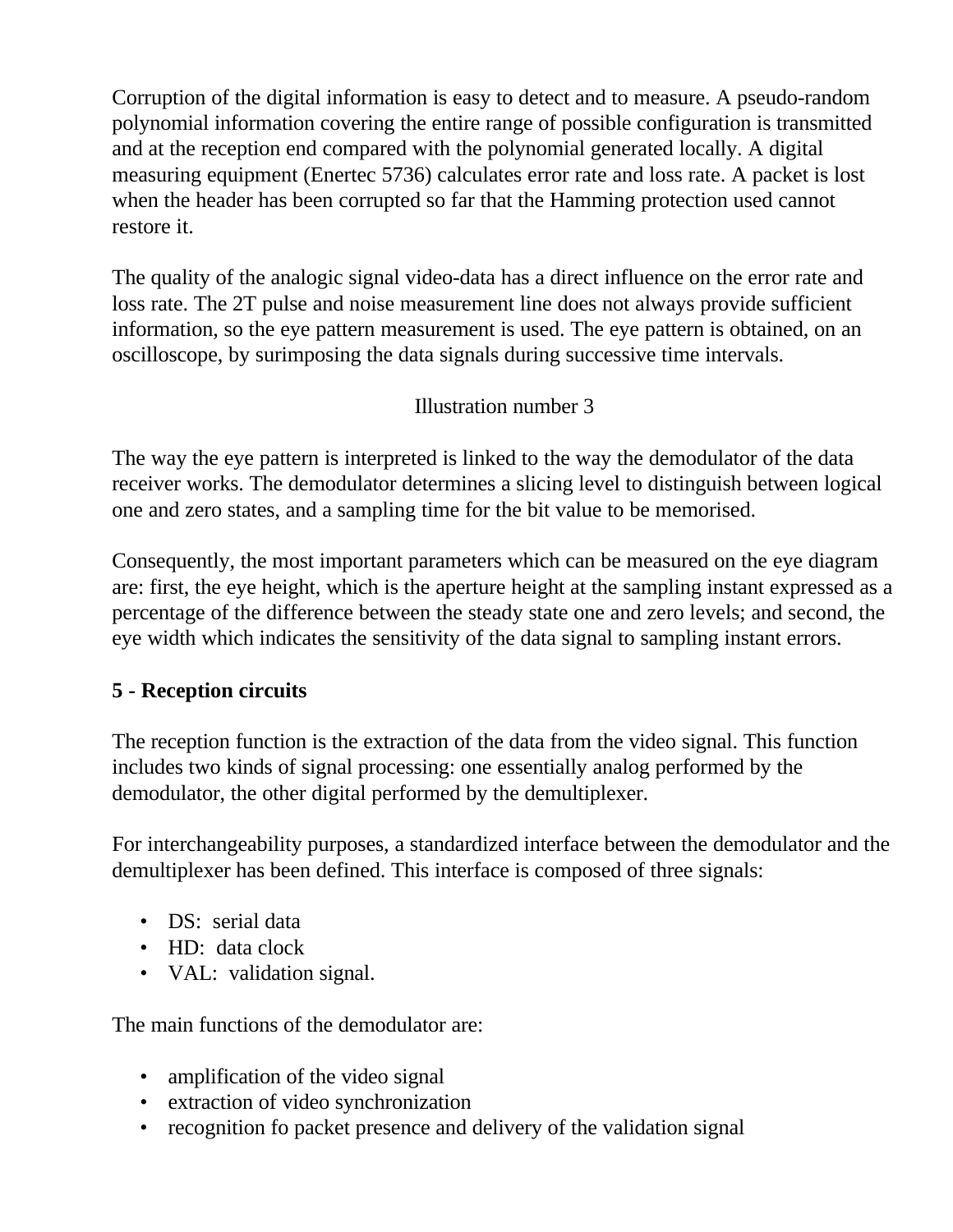Corruption of the digital information is easy to detect and to measure. A pseudo-random polynomial information covering the entire range of possible configuration is transmitted and at the reception end compared with the polynomial generated locally. A digital measuring equipment (Enertec 5736) calculates error rate and loss rate. A packet is lost when the header has been corrupted so far that the Hamming protection used cannot restore it.

The quality of the analogic signal video-data has a direct influence on the error rate and loss rate. The 2T pulse and noise measurement line does not always provide sufficient information, so the eye pattern measurement is used. The eye pattern is obtained, on an oscilloscope, by surimposing the data signals during successive time intervals.

Illustration number 3

The way the eye pattern is interpreted is linked to the way the demodulator of the data receiver works. The demodulator determines a slicing level to distinguish between logical one and zero states, and a sampling time for the bit value to be memorised.

Consequently, the most important parameters which can be measured on the eye diagram are: first, the eye height, which is the aperture height at the sampling instant expressed as a percentage of the difference between the steady state one and zero levels; and second, the eye width which indicates the sensitivity of the data signal to sampling instant errors.

## 5 - Reception circuits

The reception function is the extraction of the data from the video signal. This function includes two kinds of signal processing: one essentially analog performed by the demodulator, the other digital performed by the demultiplexer.

For interchangeability purposes, a standardized interface between the demodulator and the demultiplexer has been defined. This interface is composed of three signals:

- DS: serial data
- HD: data clock
- VAL: validation signal.

The main functions of the demodulator are:

- amplification of the video signal
- extraction of video synchronization
- recognition fo packet presence and delivery of the validation signal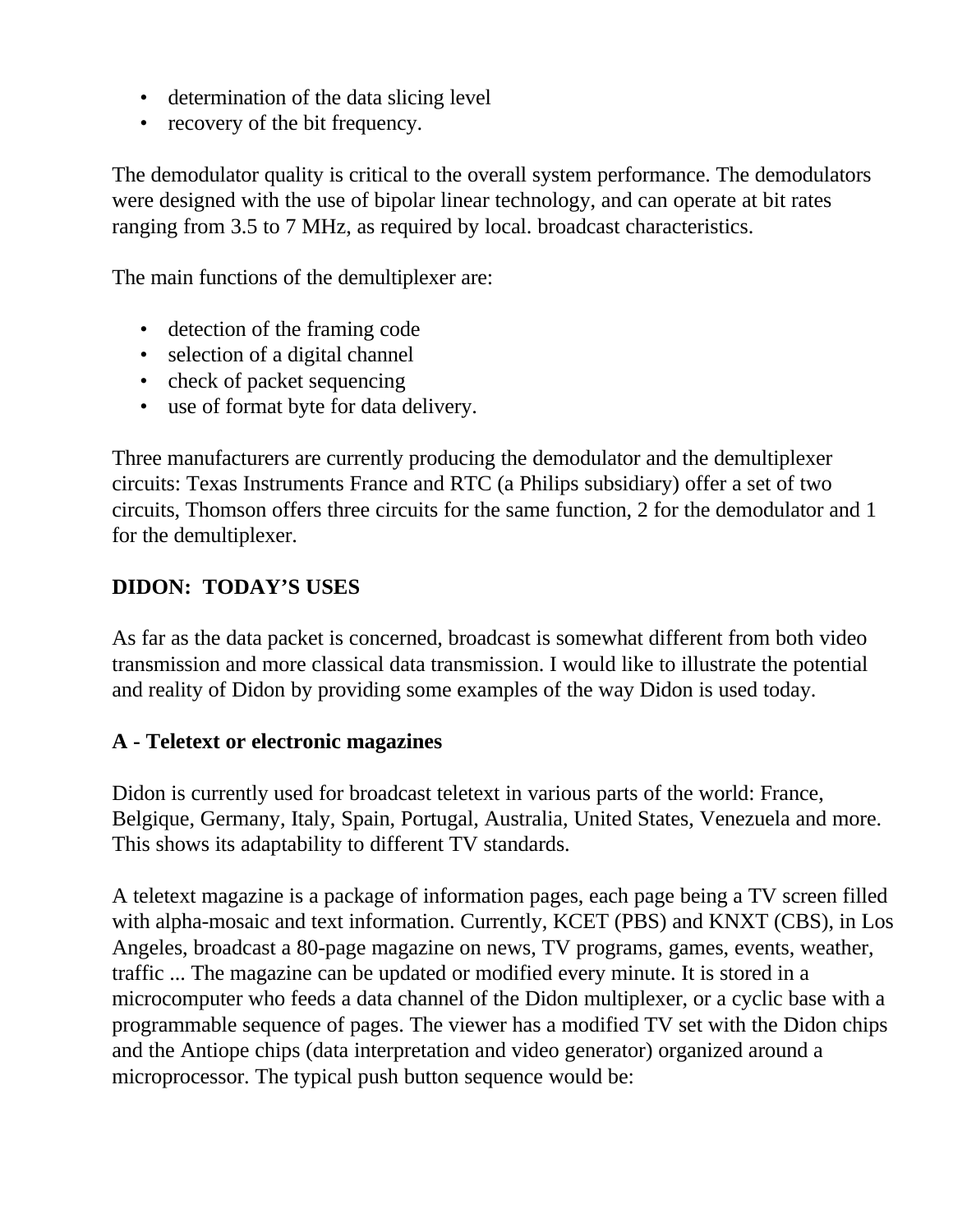- determination of the data slicing level
- recovery of the bit frequency.

The demodulator quality is critical to the overall system performance. The demodulators were designed with the use of bipolar linear technology, and can operate at bit rates ranging from 3.5 to 7 MHz, as required by local. broadcast characteristics.

The main functions of the demultiplexer are:

- detection of the framing code
- selection of a digital channel
- check of packet sequencing
- use of format byte for data delivery.

Three manufacturers are currently producing the demodulator and the demultiplexer circuits: Texas Instruments France and RTC (a Philips subsidiary) offer a set of two circuits, Thomson offers three circuits for the same function, 2 for the demodulator and 1 for the demultiplexer.

## DIDON: TODAY'S USES

As far as the data packet is concerned, broadcast is somewhat different from both video transmission and more classical data transmission. I would like to illustrate the potential and reality of Didon by providing some examples of the way Didon is used today.

### A - Teletext or electronic magazines

Didon is currently used for broadcast teletext in various parts of the world: France, Belgique, Germany, Italy, Spain, Portugal, Australia, United States, Venezuela and more. This shows its adaptability to different TV standards.

A teletext magazine is a package of information pages, each page being a TV screen filled with alpha-mosaic and text information. Currently, KCET (PBS) and KNXT (CBS), in Los Angeles, broadcast a 80-page magazine on news, TV programs, games, events, weather, traffic ... The magazine can be updated or modified every minute. It is stored in a microcomputer who feeds a data channel of the Didon multiplexer, or a cyclic base with a programmable sequence of pages. The viewer has a modified TV set with the Didon chips and the Antiope chips (data interpretation and video generator) organized around a microprocessor. The typical push button sequence would be: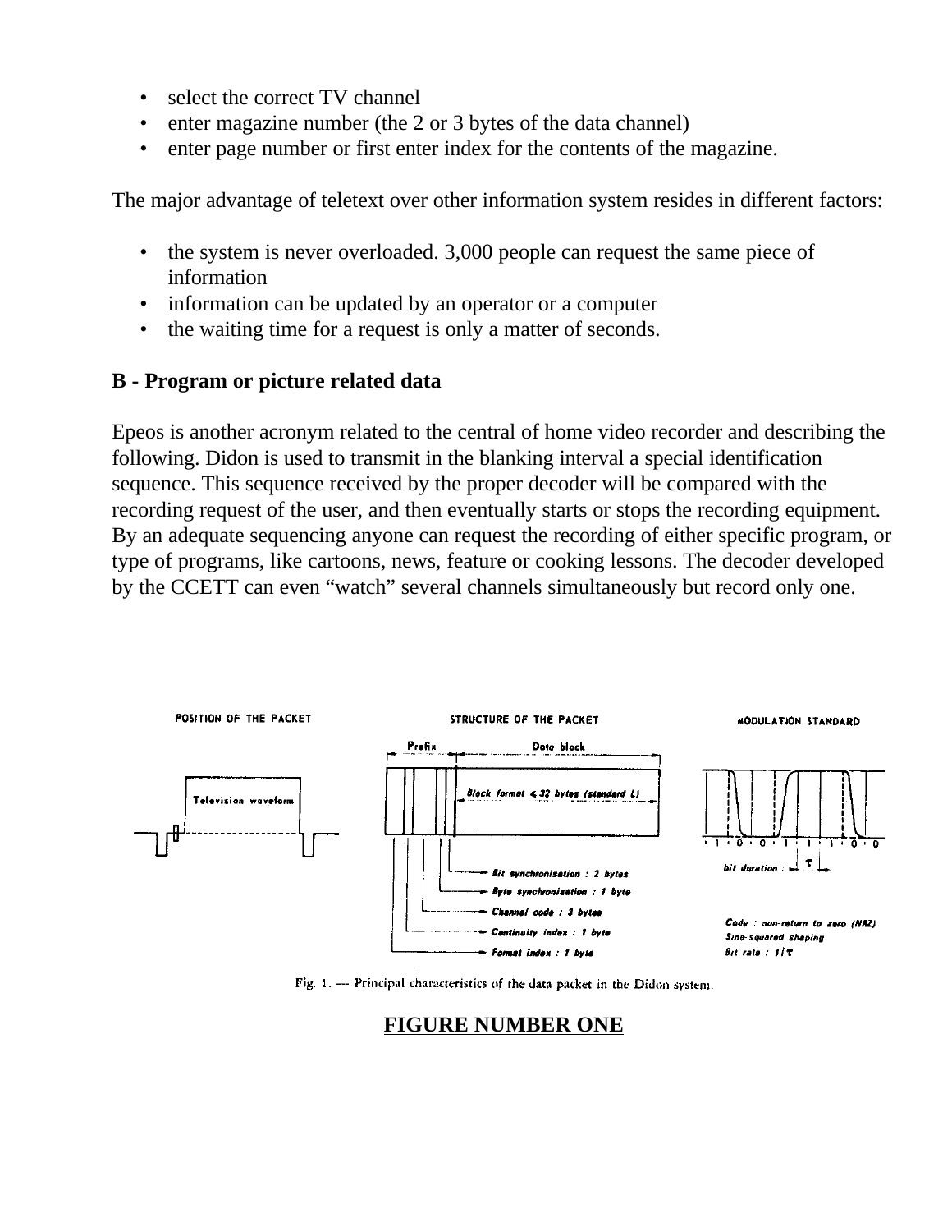- select the correct TV channel
- enter magazine number (the 2 or 3 bytes of the data channel)
- enter page number or first enter index for the contents of the magazine.

The major advantage of teletext over other information system resides in different factors:

- the system is never overloaded. 3,000 people can request the same piece of information
- information can be updated by an operator or a computer
- the waiting time for a request is only a matter of seconds.

**B - Program or picture related data**

Epeos is another acronym related to the central of home video recorder and describing the following. Didon is used to transmit in the blanking interval a special identification sequence. This sequence received by the proper decoder will be compared with the recording request of the user, and then eventually starts or stops the recording equipment. By an adequate sequencing anyone can request the recording of either specific program, or type of programs, like cartoons, news, feature or cooking lessons. The decoder developed by the CCETT can even "watch" several channels simultaneously but record only one.

POSITION OF THE PACKET

Television waveform

STRUCTURE OF THE PACKET

Prefix — Data block

Block format ≤ 32 bytes (standard L)

- Bit synchronisation : 2 bytes
- Byte synchronisation : 1 byte
- Channel code : 3 bytes
- Continuity index : 1 byte
- Format index : 1 byte

MODULATION STANDARD

1 0 0 1 1 1 0 0

bit duration : $\tau$

Code : non-return to zero (NRZ)
Sine-squared shaping
Bit rate : $1/\tau$

Fig. 1. — Principal characteristics of the data packet in the Didon system.

**FIGURE NUMBER ONE**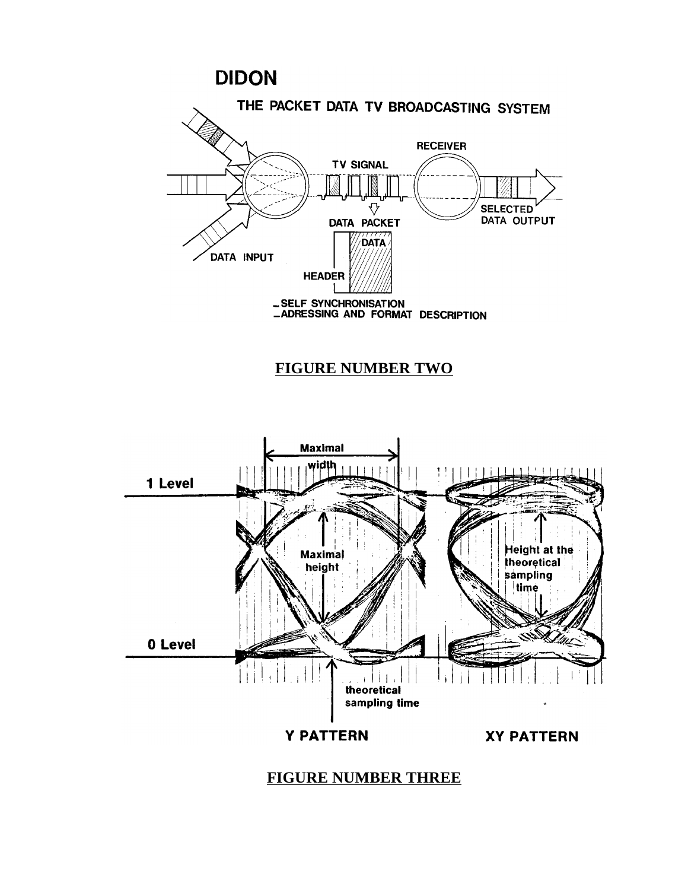DIDON

THE PACKET DATA TV BROADCASTING SYSTEM

RECEIVER

TV SIGNAL

SELECTED DATA OUTPUT

DATA PACKET

DATA

HEADER

DATA INPUT

– SELF SYNCHRONISATION
– ADRESSING AND FORMAT DESCRIPTION

**FIGURE NUMBER TWO**

Maximal width

1 Level

Maximal height

Height at the theoretical sampling time

0 Level

theoretical sampling time

Y PATTERN

XY PATTERN

**FIGURE NUMBER THREE**